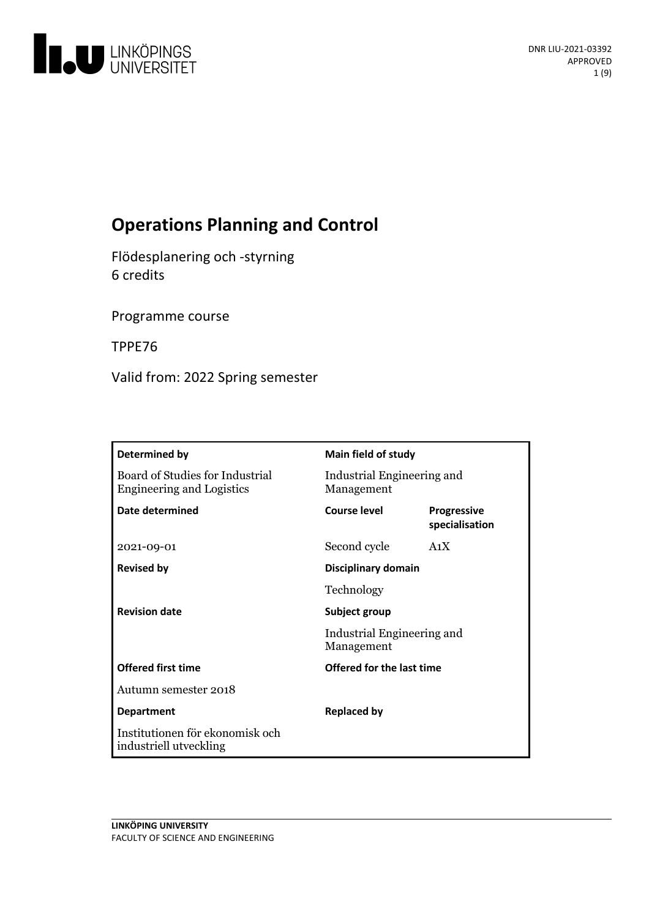DNR LIU-2021-03392
APPROVED

# Operations Planning and Control

Flödesplanering och -styrning
6 credits

Programme course

TPPE76

Valid from: 2022 Spring semester

| **Determined by** | **Main field of study** | |
|---|---|---|
| Board of Studies for Industrial Engineering and Logistics | Industrial Engineering and Management | |
| **Date determined** | **Course level** | **Progressive specialisation** |
| 2021-09-01 | Second cycle | A1X |
| **Revised by** | **Disciplinary domain** | |
| | Technology | |
| **Revision date** | **Subject group** | |
| | Industrial Engineering and Management | |
| **Offered first time** | **Offered for the last time** | |
| Autumn semester 2018 | | |
| **Department** | **Replaced by** | |
| Institutionen för ekonomisk och industriell utveckling | | |

**LINKÖPING UNIVERSITY**
FACULTY OF SCIENCE AND ENGINEERING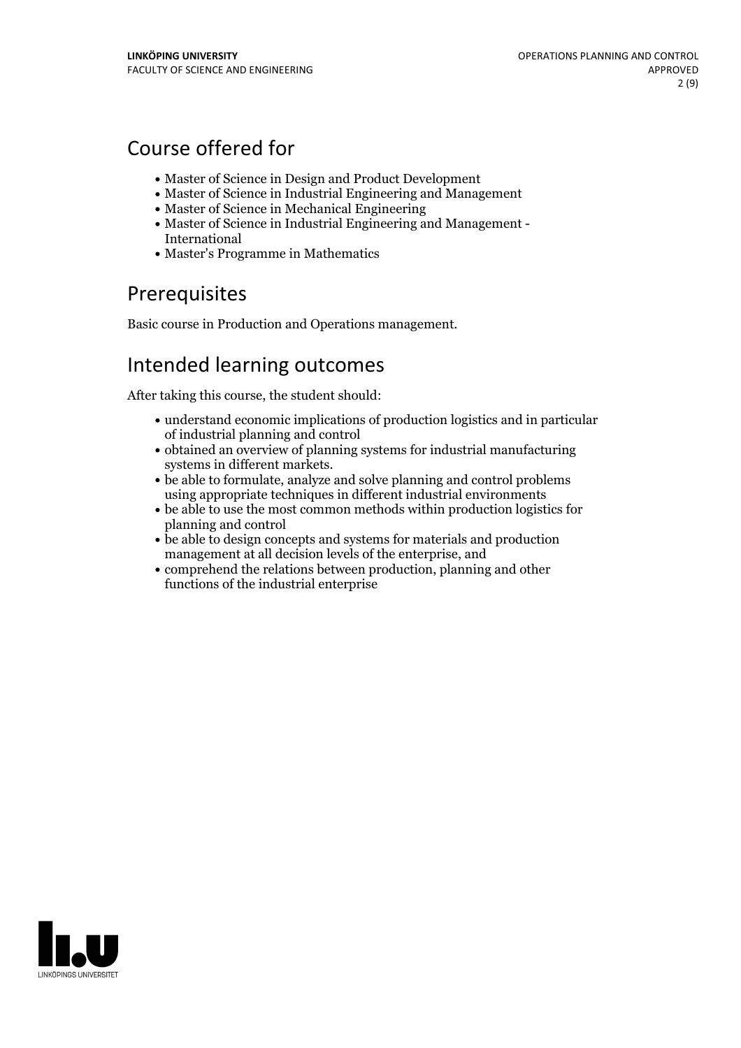## Course offered for

- Master of Science in Design and Product Development
- Master of Science in Industrial Engineering and Management
- Master of Science in Mechanical Engineering
- Master of Science in Industrial Engineering and Management - International
- Master's Programme in Mathematics

## Prerequisites

Basic course in Production and Operations management.

## Intended learning outcomes

After taking this course, the student should:

- understand economic implications of production logistics and in particular of industrial planning and control
- obtained an overview of planning systems for industrial manufacturing systems in different markets.
- be able to formulate, analyze and solve planning and control problems using appropriate techniques in different industrial environments
- be able to use the most common methods within production logistics for planning and control
- be able to design concepts and systems for materials and production management at all decision levels of the enterprise, and
- comprehend the relations between production, planning and other functions of the industrial enterprise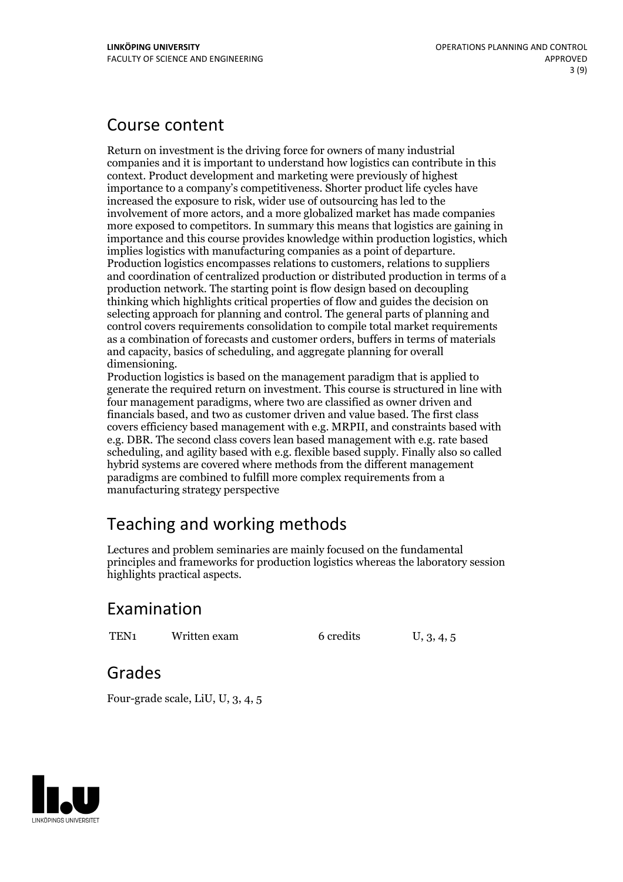## Course content

Return on investment is the driving force for owners of many industrial companies and it is important to understand how logistics can contribute in this context. Product development and marketing were previously of highest importance to a company's competitiveness. Shorter product life cycles have increased the exposure to risk, wider use of outsourcing has led to the involvement of more actors, and a more globalized market has made companies more exposed to competitors. In summary this means that logistics are gaining in importance and this course provides knowledge within production logistics, which implies logistics with manufacturing companies as a point of departure. Production logistics encompasses relations to customers, relations to suppliers and coordination of centralized production or distributed production in terms of a production network. The starting point is flow design based on decoupling thinking which highlights critical properties of flow and guides the decision on selecting approach for planning and control. The general parts of planning and control covers requirements consolidation to compile total market requirements as a combination of forecasts and customer orders, buffers in terms of materials and capacity, basics of scheduling, and aggregate planning for overall dimensioning.
Production logistics is based on the management paradigm that is applied to generate the required return on investment. This course is structured in line with four management paradigms, where two are classified as owner driven and financials based, and two as customer driven and value based. The first class covers efficiency based management with e.g. MRPII, and constraints based with e.g. DBR. The second class covers lean based management with e.g. rate based scheduling, and agility based with e.g. flexible based supply. Finally also so called hybrid systems are covered where methods from the different management paradigms are combined to fulfill more complex requirements from a manufacturing strategy perspective

## Teaching and working methods

Lectures and problem seminaries are mainly focused on the fundamental principles and frameworks for production logistics whereas the laboratory session highlights practical aspects.

## Examination

| | | | |
|---|---|---|---|
| TEN1 | Written exam | 6 credits | U, 3, 4, 5 |

## Grades

Four-grade scale, LiU, U, 3, 4, 5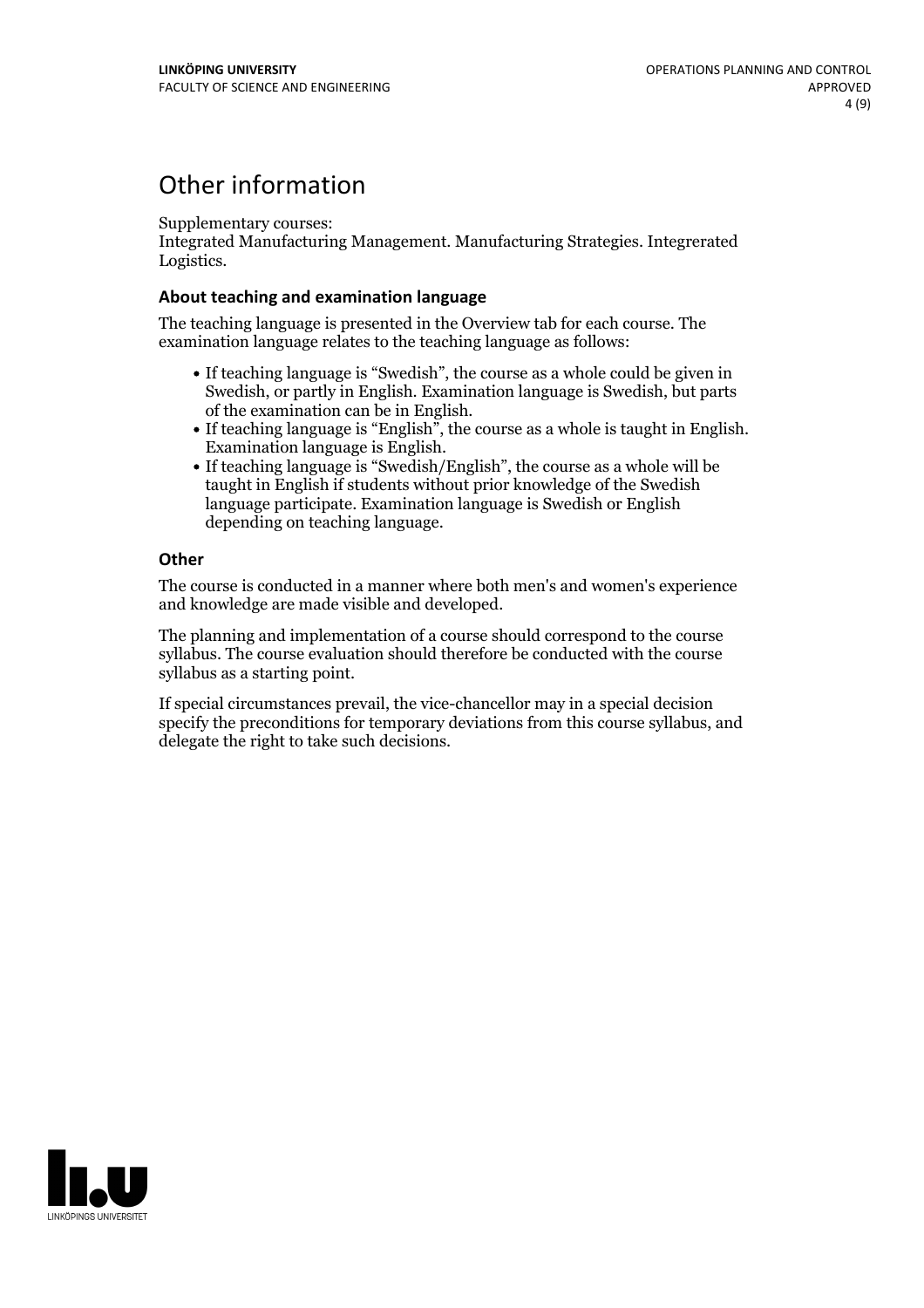# Other information

Supplementary courses:
Integrated Manufacturing Management. Manufacturing Strategies. Integrerated Logistics.

### About teaching and examination language

The teaching language is presented in the Overview tab for each course. The examination language relates to the teaching language as follows:

- If teaching language is "Swedish", the course as a whole could be given in Swedish, or partly in English. Examination language is Swedish, but parts of the examination can be in English.
- If teaching language is "English", the course as a whole is taught in English. Examination language is English.
- If teaching language is "Swedish/English", the course as a whole will be taught in English if students without prior knowledge of the Swedish language participate. Examination language is Swedish or English depending on teaching language.

### Other

The course is conducted in a manner where both men's and women's experience and knowledge are made visible and developed.

The planning and implementation of a course should correspond to the course syllabus. The course evaluation should therefore be conducted with the course syllabus as a starting point.

If special circumstances prevail, the vice-chancellor may in a special decision specify the preconditions for temporary deviations from this course syllabus, and delegate the right to take such decisions.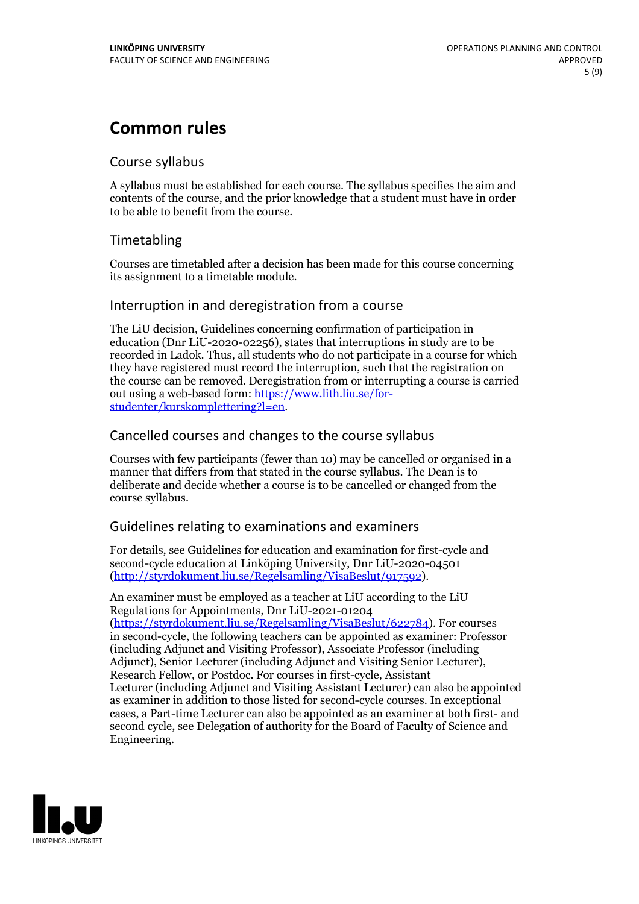# Common rules

## Course syllabus

A syllabus must be established for each course. The syllabus specifies the aim and contents of the course, and the prior knowledge that a student must have in order to be able to benefit from the course.

## Timetabling

Courses are timetabled after a decision has been made for this course concerning its assignment to a timetable module.

## Interruption in and deregistration from a course

The LiU decision, Guidelines concerning confirmation of participation in education (Dnr LiU-2020-02256), states that interruptions in study are to be recorded in Ladok. Thus, all students who do not participate in a course for which they have registered must record the interruption, such that the registration on the course can be removed. Deregistration from or interrupting a course is carried out using a web-based form: https://www.lith.liu.se/for-studenter/kurskomplettering?l=en.

## Cancelled courses and changes to the course syllabus

Courses with few participants (fewer than 10) may be cancelled or organised in a manner that differs from that stated in the course syllabus. The Dean is to deliberate and decide whether a course is to be cancelled or changed from the course syllabus.

## Guidelines relating to examinations and examiners

For details, see Guidelines for education and examination for first-cycle and second-cycle education at Linköping University, Dnr LiU-2020-04501 (http://styrdokument.liu.se/Regelsamling/VisaBeslut/917592).

An examiner must be employed as a teacher at LiU according to the LiU Regulations for Appointments, Dnr LiU-2021-01204 (https://styrdokument.liu.se/Regelsamling/VisaBeslut/622784). For courses in second-cycle, the following teachers can be appointed as examiner: Professor (including Adjunct and Visiting Professor), Associate Professor (including Adjunct), Senior Lecturer (including Adjunct and Visiting Senior Lecturer), Research Fellow, or Postdoc. For courses in first-cycle, Assistant Lecturer (including Adjunct and Visiting Assistant Lecturer) can also be appointed as examiner in addition to those listed for second-cycle courses. In exceptional cases, a Part-time Lecturer can also be appointed as an examiner at both first- and second cycle, see Delegation of authority for the Board of Faculty of Science and Engineering.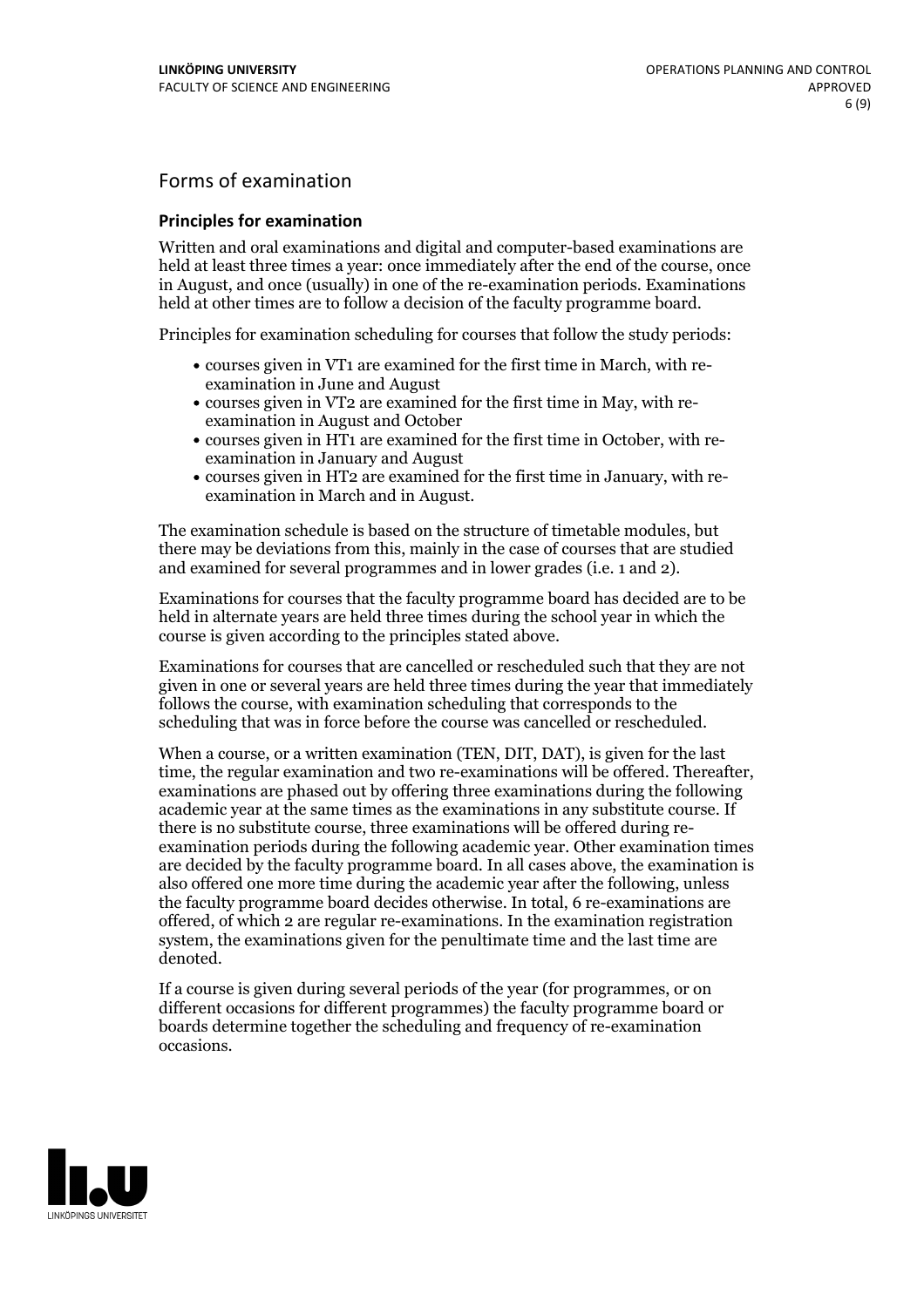## Forms of examination

### Principles for examination

Written and oral examinations and digital and computer-based examinations are held at least three times a year: once immediately after the end of the course, once in August, and once (usually) in one of the re-examination periods. Examinations held at other times are to follow a decision of the faculty programme board.

Principles for examination scheduling for courses that follow the study periods:

- courses given in VT1 are examined for the first time in March, with re-examination in June and August
- courses given in VT2 are examined for the first time in May, with re-examination in August and October
- courses given in HT1 are examined for the first time in October, with re-examination in January and August
- courses given in HT2 are examined for the first time in January, with re-examination in March and in August.

The examination schedule is based on the structure of timetable modules, but there may be deviations from this, mainly in the case of courses that are studied and examined for several programmes and in lower grades (i.e. 1 and 2).

Examinations for courses that the faculty programme board has decided are to be held in alternate years are held three times during the school year in which the course is given according to the principles stated above.

Examinations for courses that are cancelled or rescheduled such that they are not given in one or several years are held three times during the year that immediately follows the course, with examination scheduling that corresponds to the scheduling that was in force before the course was cancelled or rescheduled.

When a course, or a written examination (TEN, DIT, DAT), is given for the last time, the regular examination and two re-examinations will be offered. Thereafter, examinations are phased out by offering three examinations during the following academic year at the same times as the examinations in any substitute course. If there is no substitute course, three examinations will be offered during re-examination periods during the following academic year. Other examination times are decided by the faculty programme board. In all cases above, the examination is also offered one more time during the academic year after the following, unless the faculty programme board decides otherwise. In total, 6 re-examinations are offered, of which 2 are regular re-examinations. In the examination registration system, the examinations given for the penultimate time and the last time are denoted.

If a course is given during several periods of the year (for programmes, or on different occasions for different programmes) the faculty programme board or boards determine together the scheduling and frequency of re-examination occasions.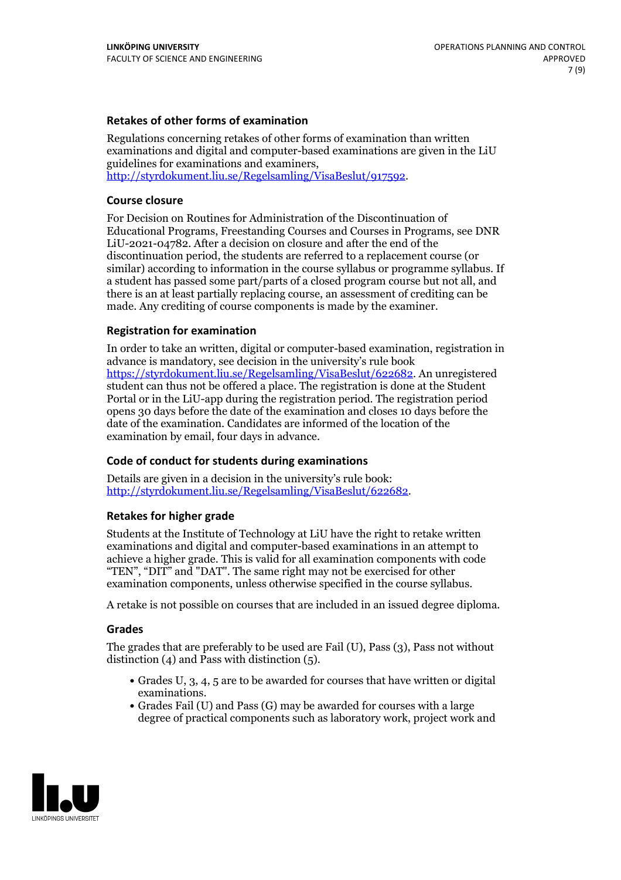### Retakes of other forms of examination

Regulations concerning retakes of other forms of examination than written examinations and digital and computer-based examinations are given in the LiU guidelines for examinations and examiners, http://styrdokument.liu.se/Regelsamling/VisaBeslut/917592.

### Course closure

For Decision on Routines for Administration of the Discontinuation of Educational Programs, Freestanding Courses and Courses in Programs, see DNR LiU-2021-04782. After a decision on closure and after the end of the discontinuation period, the students are referred to a replacement course (or similar) according to information in the course syllabus or programme syllabus. If a student has passed some part/parts of a closed program course but not all, and there is an at least partially replacing course, an assessment of crediting can be made. Any crediting of course components is made by the examiner.

### Registration for examination

In order to take an written, digital or computer-based examination, registration in advance is mandatory, see decision in the university's rule book https://styrdokument.liu.se/Regelsamling/VisaBeslut/622682. An unregistered student can thus not be offered a place. The registration is done at the Student Portal or in the LiU-app during the registration period. The registration period opens 30 days before the date of the examination and closes 10 days before the date of the examination. Candidates are informed of the location of the examination by email, four days in advance.

### Code of conduct for students during examinations

Details are given in a decision in the university's rule book: http://styrdokument.liu.se/Regelsamling/VisaBeslut/622682.

### Retakes for higher grade

Students at the Institute of Technology at LiU have the right to retake written examinations and digital and computer-based examinations in an attempt to achieve a higher grade. This is valid for all examination components with code "TEN", "DIT" and "DAT". The same right may not be exercised for other examination components, unless otherwise specified in the course syllabus.

A retake is not possible on courses that are included in an issued degree diploma.

### Grades

The grades that are preferably to be used are Fail (U), Pass (3), Pass not without distinction (4) and Pass with distinction (5).

- Grades U, 3, 4, 5 are to be awarded for courses that have written or digital examinations.
- Grades Fail (U) and Pass (G) may be awarded for courses with a large degree of practical components such as laboratory work, project work and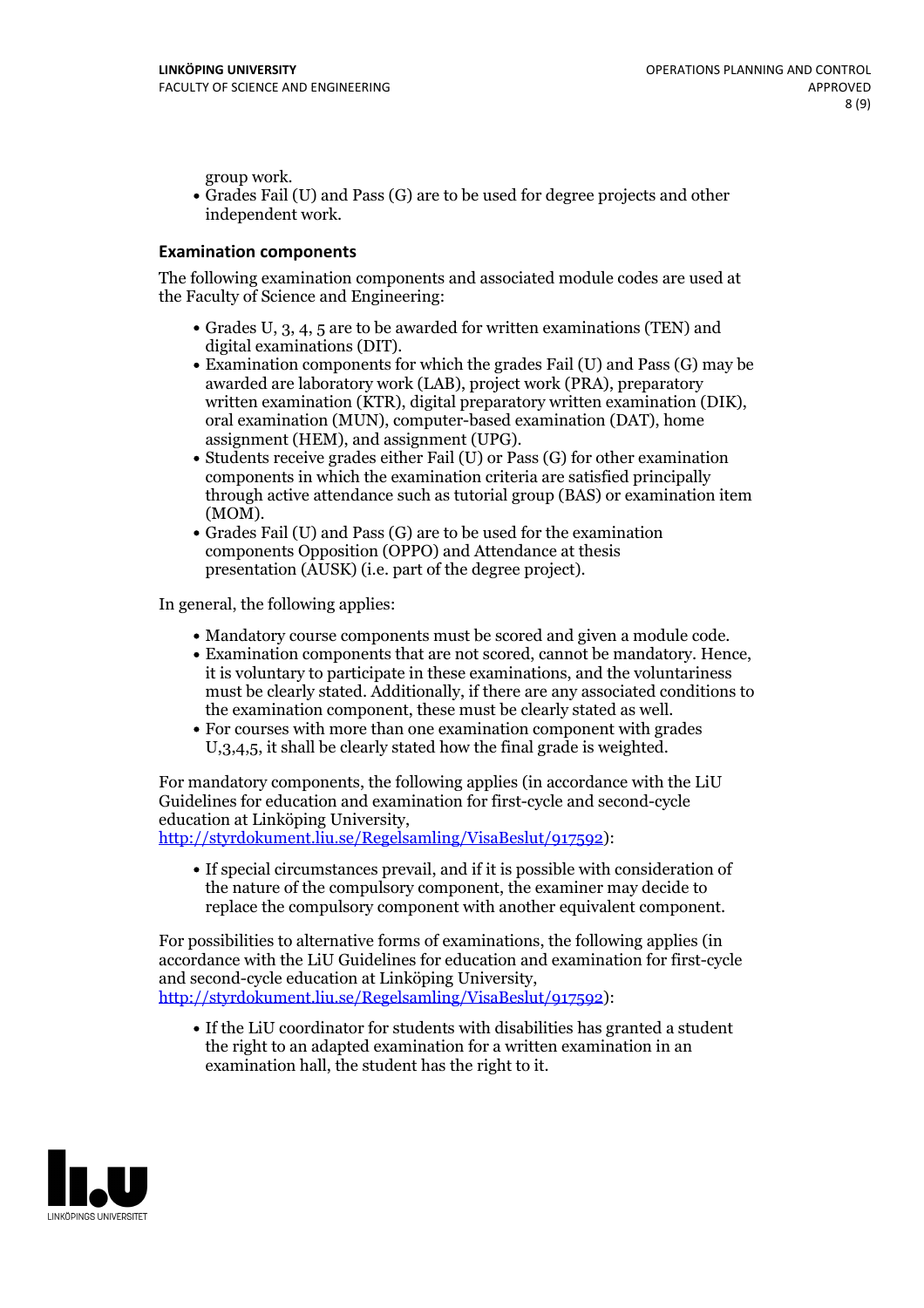group work.
- Grades Fail (U) and Pass (G) are to be used for degree projects and other independent work.

### Examination components

The following examination components and associated module codes are used at the Faculty of Science and Engineering:

- Grades U, 3, 4, 5 are to be awarded for written examinations (TEN) and digital examinations (DIT).
- Examination components for which the grades Fail (U) and Pass (G) may be awarded are laboratory work (LAB), project work (PRA), preparatory written examination (KTR), digital preparatory written examination (DIK), oral examination (MUN), computer-based examination (DAT), home assignment (HEM), and assignment (UPG).
- Students receive grades either Fail (U) or Pass (G) for other examination components in which the examination criteria are satisfied principally through active attendance such as tutorial group (BAS) or examination item (MOM).
- Grades Fail (U) and Pass (G) are to be used for the examination components Opposition (OPPO) and Attendance at thesis presentation (AUSK) (i.e. part of the degree project).

In general, the following applies:

- Mandatory course components must be scored and given a module code.
- Examination components that are not scored, cannot be mandatory. Hence, it is voluntary to participate in these examinations, and the voluntariness must be clearly stated. Additionally, if there are any associated conditions to the examination component, these must be clearly stated as well.
- For courses with more than one examination component with grades U,3,4,5, it shall be clearly stated how the final grade is weighted.

For mandatory components, the following applies (in accordance with the LiU Guidelines for education and examination for first-cycle and second-cycle education at Linköping University, http://styrdokument.liu.se/Regelsamling/VisaBeslut/917592):

- If special circumstances prevail, and if it is possible with consideration of the nature of the compulsory component, the examiner may decide to replace the compulsory component with another equivalent component.

For possibilities to alternative forms of examinations, the following applies (in accordance with the LiU Guidelines for education and examination for first-cycle and second-cycle education at Linköping University, http://styrdokument.liu.se/Regelsamling/VisaBeslut/917592):

- If the LiU coordinator for students with disabilities has granted a student the right to an adapted examination for a written examination in an examination hall, the student has the right to it.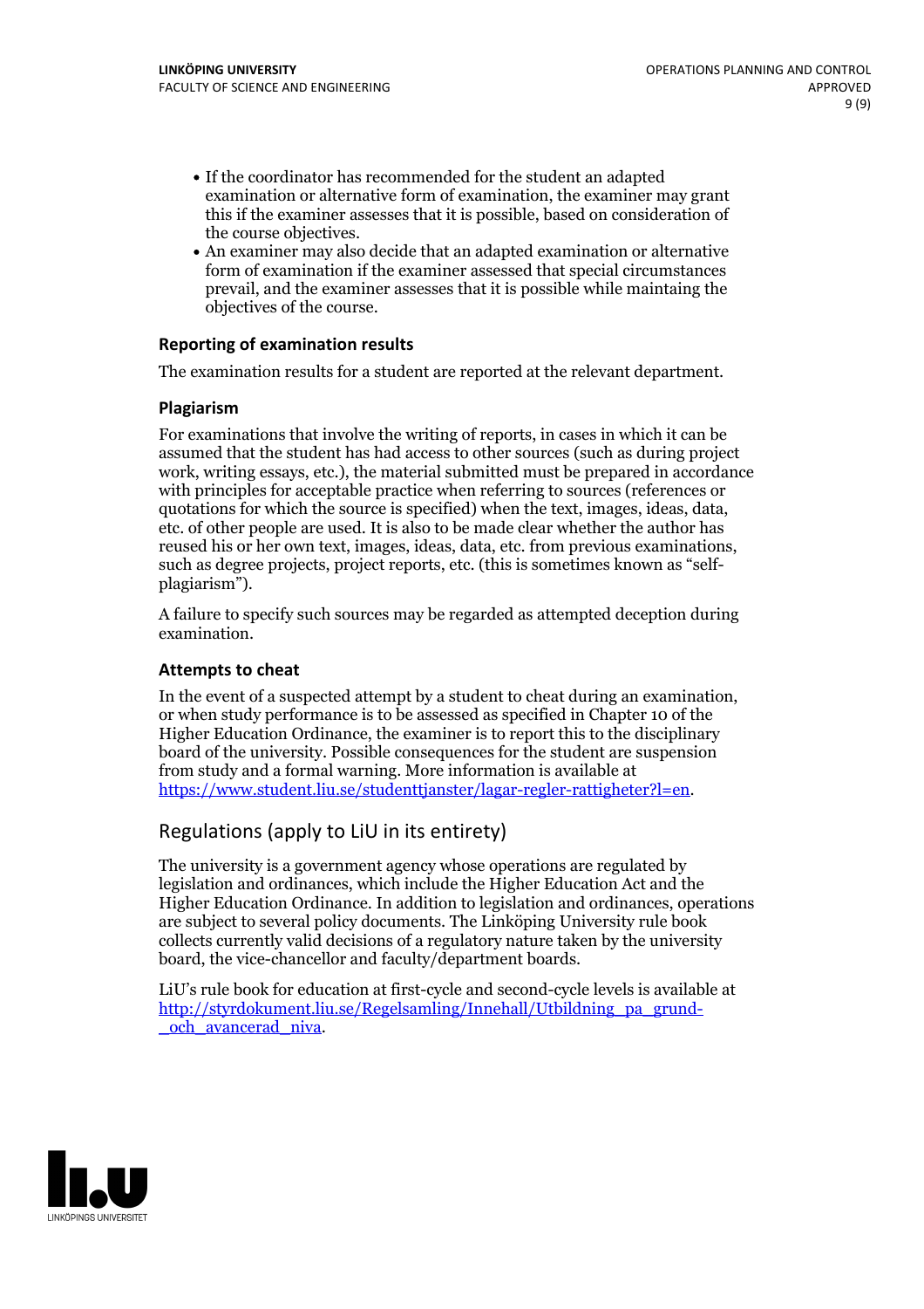- If the coordinator has recommended for the student an adapted examination or alternative form of examination, the examiner may grant this if the examiner assesses that it is possible, based on consideration of the course objectives.
- An examiner may also decide that an adapted examination or alternative form of examination if the examiner assessed that special circumstances prevail, and the examiner assesses that it is possible while maintaing the objectives of the course.

### Reporting of examination results

The examination results for a student are reported at the relevant department.

### Plagiarism

For examinations that involve the writing of reports, in cases in which it can be assumed that the student has had access to other sources (such as during project work, writing essays, etc.), the material submitted must be prepared in accordance with principles for acceptable practice when referring to sources (references or quotations for which the source is specified) when the text, images, ideas, data, etc. of other people are used. It is also to be made clear whether the author has reused his or her own text, images, ideas, data, etc. from previous examinations, such as degree projects, project reports, etc. (this is sometimes known as "self-plagiarism").

A failure to specify such sources may be regarded as attempted deception during examination.

### Attempts to cheat

In the event of a suspected attempt by a student to cheat during an examination, or when study performance is to be assessed as specified in Chapter 10 of the Higher Education Ordinance, the examiner is to report this to the disciplinary board of the university. Possible consequences for the student are suspension from study and a formal warning. More information is available at https://www.student.liu.se/studenttjanster/lagar-regler-rattigheter?l=en.

## Regulations (apply to LiU in its entirety)

The university is a government agency whose operations are regulated by legislation and ordinances, which include the Higher Education Act and the Higher Education Ordinance. In addition to legislation and ordinances, operations are subject to several policy documents. The Linköping University rule book collects currently valid decisions of a regulatory nature taken by the university board, the vice-chancellor and faculty/department boards.

LiU's rule book for education at first-cycle and second-cycle levels is available at http://styrdokument.liu.se/Regelsamling/Innehall/Utbildning_pa_grund-_och_avancerad_niva.